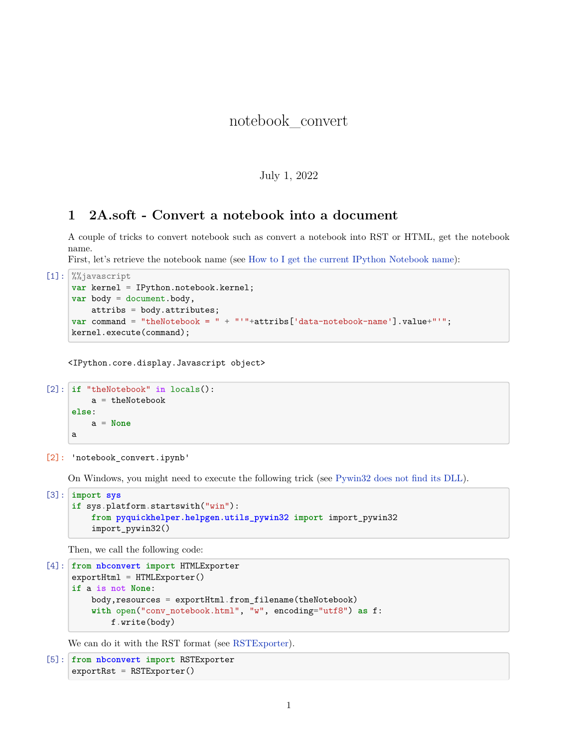# notebook_convert

July 1, 2022

## 1 2A.soft - Convert a notebook into a document

A couple of tricks to convert notebook such as convert a notebook into RST or HTML, get the notebook name.

First, let's retrieve the notebook name (see How to I get the current IPython Notebook name):

[1]:
```
%%javascript
var kernel = IPython.notebook.kernel;
var body = document.body,
    attribs = body.attributes;
var command = "theNotebook = " + "'"+attribs['data-notebook-name'].value+"'";
kernel.execute(command);
```

```
<IPython.core.display.Javascript object>
```

[2]:
```
if "theNotebook" in locals():
    a = theNotebook
else:
    a = None
a
```

[2]:
```
'notebook_convert.ipynb'
```

On Windows, you might need to execute the following trick (see Pywin32 does not find its DLL).

[3]:
```
import sys
if sys.platform.startswith("win"):
    from pyquickhelper.helpgen.utils_pywin32 import import_pywin32
    import_pywin32()
```

Then, we call the following code:

[4]:
```
from nbconvert import HTMLExporter
exportHtml = HTMLExporter()
if a is not None:
    body,resources = exportHtml.from_filename(theNotebook)
    with open("conv_notebook.html", "w", encoding="utf8") as f:
        f.write(body)
```

We can do it with the RST format (see RSTExporter).

[5]:
```
from nbconvert import RSTExporter
exportRst = RSTExporter()
```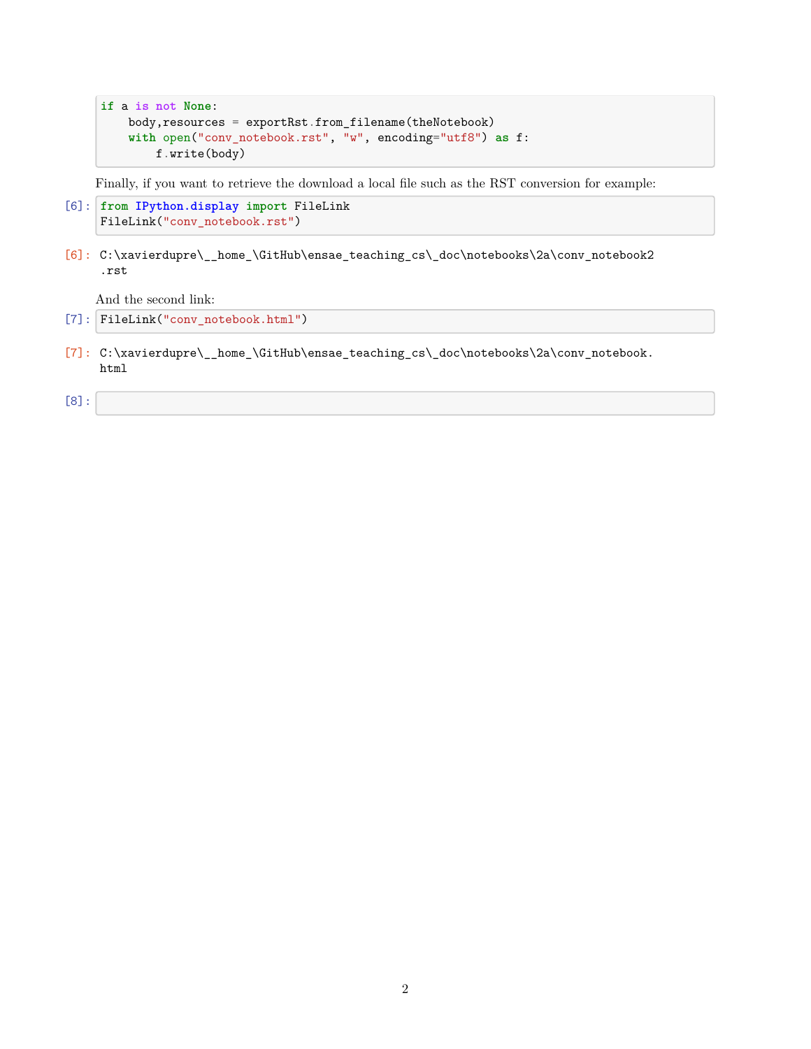```python
if a is not None:
    body,resources = exportRst.from_filename(theNotebook)
    with open("conv_notebook.rst", "w", encoding="utf8") as f:
        f.write(body)
```

Finally, if you want to retrieve the download a local file such as the RST conversion for example:

[6]:
```python
from IPython.display import FileLink
FileLink("conv_notebook.rst")
```

[6]:
```
C:\xavierdupre\__home_\GitHub\ensae_teaching_cs\_doc\notebooks\2a\conv_notebook2
.rst
```

And the second link:

[7]:
```python
FileLink("conv_notebook.html")
```

[7]:
```
C:\xavierdupre\__home_\GitHub\ensae_teaching_cs\_doc\notebooks\2a\conv_notebook.
html
```

[8]:
```python

```